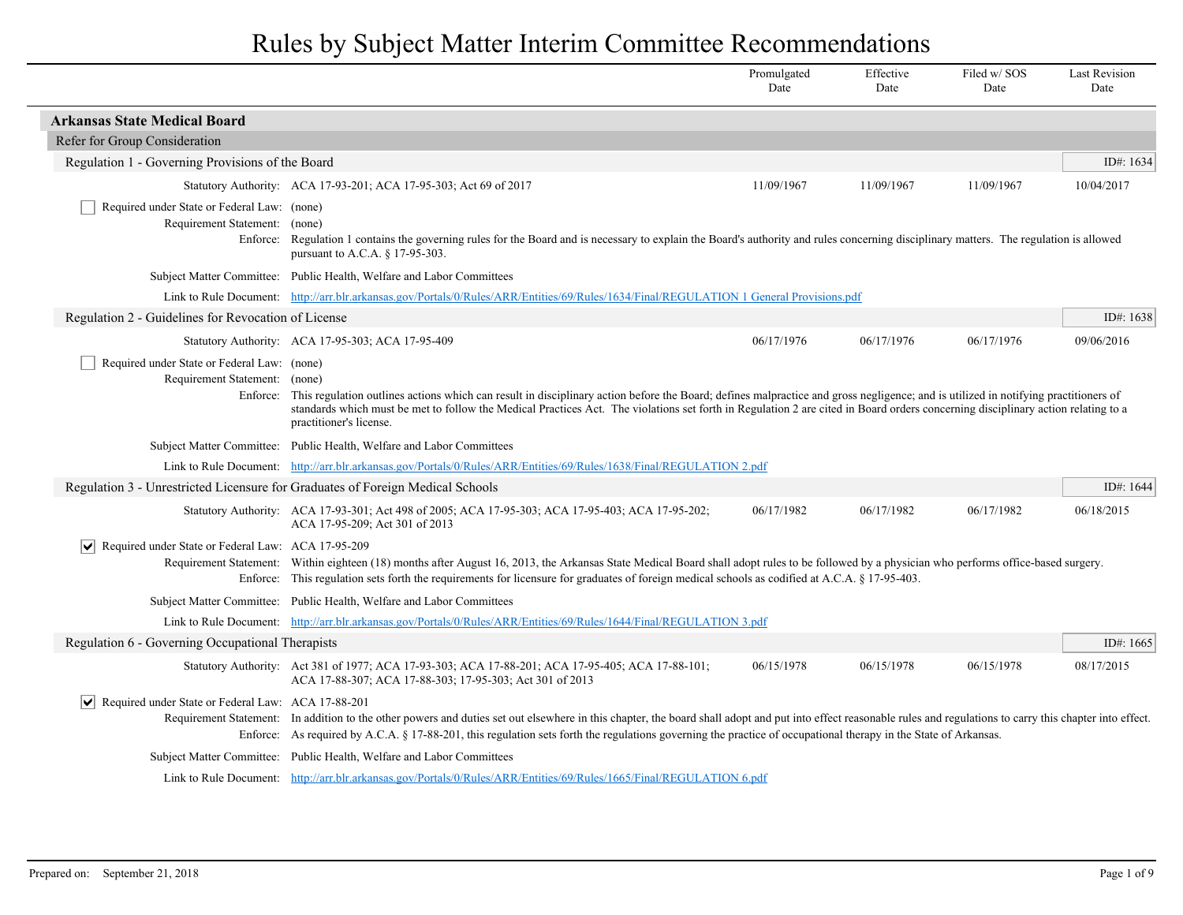# Rules by Subject Matter Interim Committee Recommendations

## Arkansas State Medical Board

### Refer for Group Consideration

#### Regulation 1 - Governing Provisions of the Board

ID#: 1634

| | Promulgated Date | Effective Date | Filed w/ SOS Date | Last Revision Date |
|---|---|---|---|---|
| Statutory Authority: ACA 17-93-201; ACA 17-95-303; Act 69 of 2017 | 11/09/1967 | 11/09/1967 | 11/09/1967 | 10/04/2017 |

- [ ] Required under State or Federal Law: (none)

Requirement Statement: (none)

Enforce: Regulation 1 contains the governing rules for the Board and is necessary to explain the Board's authority and rules concerning disciplinary matters. The regulation is allowed pursuant to A.C.A. § 17-95-303.

Subject Matter Committee: Public Health, Welfare and Labor Committees

Link to Rule Document: http://arr.blr.arkansas.gov/Portals/0/Rules/ARR/Entities/69/Rules/1634/Final/REGULATION 1 General Provisions.pdf

#### Regulation 2 - Guidelines for Revocation of License

ID#: 1638

| | Promulgated Date | Effective Date | Filed w/ SOS Date | Last Revision Date |
|---|---|---|---|---|
| Statutory Authority: ACA 17-95-303; ACA 17-95-409 | 06/17/1976 | 06/17/1976 | 06/17/1976 | 09/06/2016 |

- [ ] Required under State or Federal Law: (none)

Requirement Statement: (none)

Enforce: This regulation outlines actions which can result in disciplinary action before the Board; defines malpractice and gross negligence; and is utilized in notifying practitioners of standards which must be met to follow the Medical Practices Act. The violations set forth in Regulation 2 are cited in Board orders concerning disciplinary action relating to a practitioner's license.

Subject Matter Committee: Public Health, Welfare and Labor Committees

Link to Rule Document: http://arr.blr.arkansas.gov/Portals/0/Rules/ARR/Entities/69/Rules/1638/Final/REGULATION 2.pdf

#### Regulation 3 - Unrestricted Licensure for Graduates of Foreign Medical Schools

ID#: 1644

| | Promulgated Date | Effective Date | Filed w/ SOS Date | Last Revision Date |
|---|---|---|---|---|
| Statutory Authority: ACA 17-93-301; Act 498 of 2005; ACA 17-95-303; ACA 17-95-403; ACA 17-95-202; ACA 17-95-209; Act 301 of 2013 | 06/17/1982 | 06/17/1982 | 06/17/1982 | 06/18/2015 |

- [x] Required under State or Federal Law: ACA 17-95-209

Requirement Statement: Within eighteen (18) months after August 16, 2013, the Arkansas State Medical Board shall adopt rules to be followed by a physician who performs office-based surgery.

Enforce: This regulation sets forth the requirements for licensure for graduates of foreign medical schools as codified at A.C.A. § 17-95-403.

Subject Matter Committee: Public Health, Welfare and Labor Committees

Link to Rule Document: http://arr.blr.arkansas.gov/Portals/0/Rules/ARR/Entities/69/Rules/1644/Final/REGULATION 3.pdf

#### Regulation 6 - Governing Occupational Therapists

ID#: 1665

| | Promulgated Date | Effective Date | Filed w/ SOS Date | Last Revision Date |
|---|---|---|---|---|
| Statutory Authority: Act 381 of 1977; ACA 17-93-303; ACA 17-88-201; ACA 17-95-405; ACA 17-88-101; ACA 17-88-307; ACA 17-88-303; 17-95-303; Act 301 of 2013 | 06/15/1978 | 06/15/1978 | 06/15/1978 | 08/17/2015 |

- [x] Required under State or Federal Law: ACA 17-88-201

Requirement Statement: In addition to the other powers and duties set out elsewhere in this chapter, the board shall adopt and put into effect reasonable rules and regulations to carry this chapter into effect.

Enforce: As required by A.C.A. § 17-88-201, this regulation sets forth the regulations governing the practice of occupational therapy in the State of Arkansas.

Subject Matter Committee: Public Health, Welfare and Labor Committees

Link to Rule Document: http://arr.blr.arkansas.gov/Portals/0/Rules/ARR/Entities/69/Rules/1665/Final/REGULATION 6.pdf

Prepared on: September 21, 2018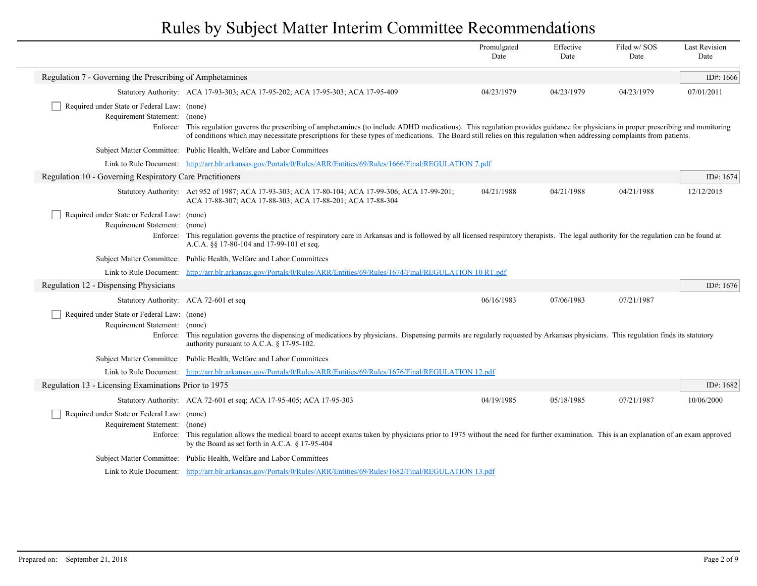# Rules by Subject Matter Interim Committee Recommendations

## Regulation 7 - Governing the Prescribing of Amphetamines

ID#: 1666

| Statutory Authority | Promulgated Date | Effective Date | Filed w/ SOS Date | Last Revision Date |
|---|---|---|---|---|
| ACA 17-93-303; ACA 17-95-202; ACA 17-95-303; ACA 17-95-409 | 04/23/1979 | 04/23/1979 | 04/23/1979 | 07/01/2011 |

☐ Required under State or Federal Law: (none)

Requirement Statement: (none)

Enforce: This regulation governs the prescribing of amphetamines (to include ADHD medications). This regulation provides guidance for physicians in proper prescribing and monitoring of conditions which may necessitate prescriptions for these types of medications. The Board still relies on this regulation when addressing complaints from patients.

Subject Matter Committee: Public Health, Welfare and Labor Committees

Link to Rule Document: http://arr.blr.arkansas.gov/Portals/0/Rules/ARR/Entities/69/Rules/1666/Final/REGULATION 7.pdf

## Regulation 10 - Governing Respiratory Care Practitioners

ID#: 1674

| Statutory Authority | Promulgated Date | Effective Date | Filed w/ SOS Date | Last Revision Date |
|---|---|---|---|---|
| Act 952 of 1987; ACA 17-93-303; ACA 17-80-104; ACA 17-99-306; ACA 17-99-201; ACA 17-88-307; ACA 17-88-303; ACA 17-88-201; ACA 17-88-304 | 04/21/1988 | 04/21/1988 | 04/21/1988 | 12/12/2015 |

☐ Required under State or Federal Law: (none)

Requirement Statement: (none)

Enforce: This regulation governs the practice of respiratory care in Arkansas and is followed by all licensed respiratory therapists. The legal authority for the regulation can be found at A.C.A. §§ 17-80-104 and 17-99-101 et seq.

Subject Matter Committee: Public Health, Welfare and Labor Committees

Link to Rule Document: http://arr.blr.arkansas.gov/Portals/0/Rules/ARR/Entities/69/Rules/1674/Final/REGULATION 10 RT.pdf

## Regulation 12 - Dispensing Physicians

ID#: 1676

| Statutory Authority | Promulgated Date | Effective Date | Filed w/ SOS Date | Last Revision Date |
|---|---|---|---|---|
| ACA 72-601 et seq | 06/16/1983 | 07/06/1983 | 07/21/1987 | |

☐ Required under State or Federal Law: (none)

Requirement Statement: (none)

Enforce: This regulation governs the dispensing of medications by physicians. Dispensing permits are regularly requested by Arkansas physicians. This regulation finds its statutory authority pursuant to A.C.A. § 17-95-102.

Subject Matter Committee: Public Health, Welfare and Labor Committees

Link to Rule Document: http://arr.blr.arkansas.gov/Portals/0/Rules/ARR/Entities/69/Rules/1676/Final/REGULATION 12.pdf

## Regulation 13 - Licensing Examinations Prior to 1975

ID#: 1682

| Statutory Authority | Promulgated Date | Effective Date | Filed w/ SOS Date | Last Revision Date |
|---|---|---|---|---|
| ACA 72-601 et seq; ACA 17-95-405; ACA 17-95-303 | 04/19/1985 | 05/18/1985 | 07/21/1987 | 10/06/2000 |

☐ Required under State or Federal Law: (none)

Requirement Statement: (none)

Enforce: This regulation allows the medical board to accept exams taken by physicians prior to 1975 without the need for further examination. This is an explanation of an exam approved by the Board as set forth in A.C.A. § 17-95-404

Subject Matter Committee: Public Health, Welfare and Labor Committees

Link to Rule Document: http://arr.blr.arkansas.gov/Portals/0/Rules/ARR/Entities/69/Rules/1682/Final/REGULATION 13.pdf

Prepared on: September 21, 2018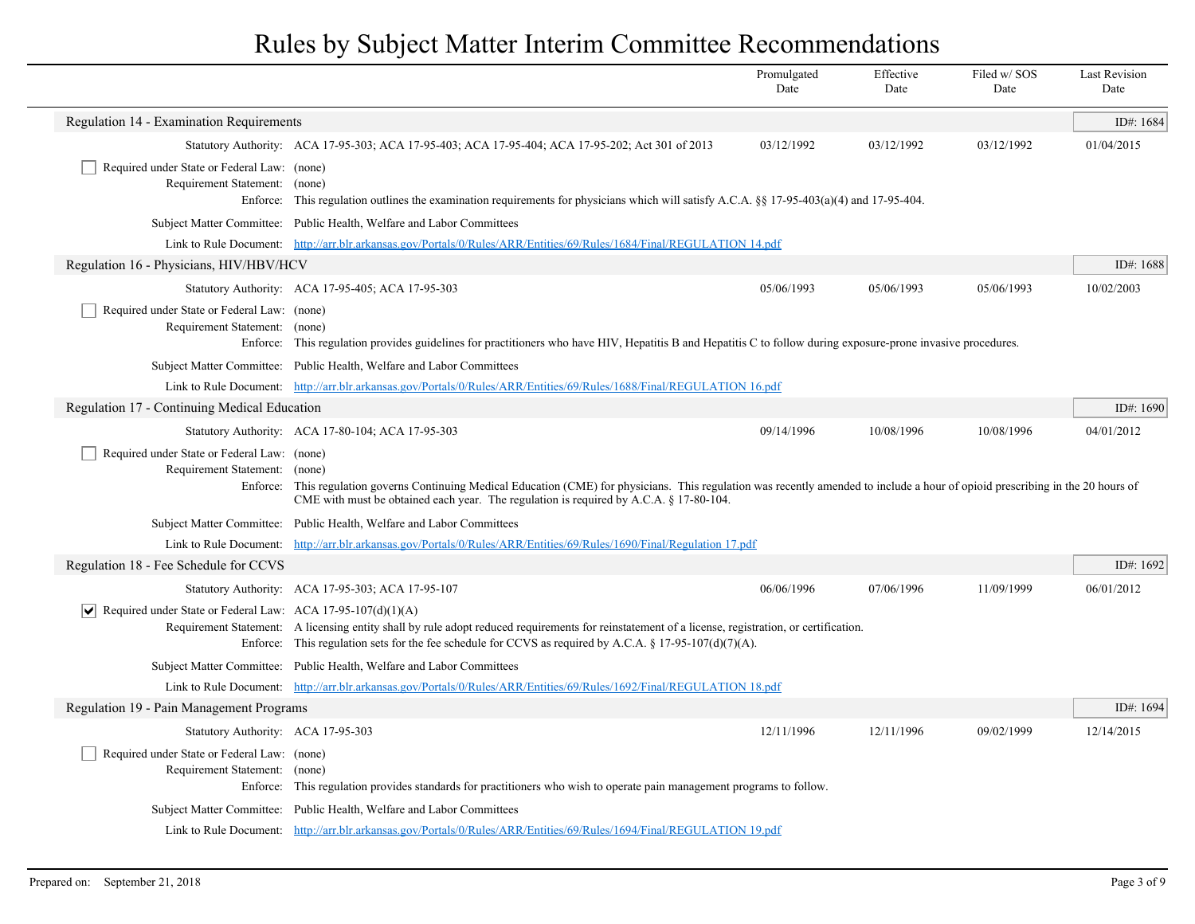# Rules by Subject Matter Interim Committee Recommendations

| | Promulgated Date | Effective Date | Filed w/ SOS Date | Last Revision Date |
|---|---|---|---|---|

## Regulation 14 - Examination Requirements

ID#: 1684

| | Promulgated Date | Effective Date | Filed w/ SOS Date | Last Revision Date |
|---|---|---|---|---|
| Statutory Authority: ACA 17-95-303; ACA 17-95-403; ACA 17-95-404; ACA 17-95-202; Act 301 of 2013 | 03/12/1992 | 03/12/1992 | 03/12/1992 | 01/04/2015 |

- [ ] Required under State or Federal Law: (none)

Requirement Statement: (none)

Enforce: This regulation outlines the examination requirements for physicians which will satisfy A.C.A. §§ 17-95-403(a)(4) and 17-95-404.

Subject Matter Committee: Public Health, Welfare and Labor Committees

Link to Rule Document: http://arr.blr.arkansas.gov/Portals/0/Rules/ARR/Entities/69/Rules/1684/Final/REGULATION 14.pdf

## Regulation 16 - Physicians, HIV/HBV/HCV

ID#: 1688

| | Promulgated Date | Effective Date | Filed w/ SOS Date | Last Revision Date |
|---|---|---|---|---|
| Statutory Authority: ACA 17-95-405; ACA 17-95-303 | 05/06/1993 | 05/06/1993 | 05/06/1993 | 10/02/2003 |

- [ ] Required under State or Federal Law: (none)

Requirement Statement: (none)

Enforce: This regulation provides guidelines for practitioners who have HIV, Hepatitis B and Hepatitis C to follow during exposure-prone invasive procedures.

Subject Matter Committee: Public Health, Welfare and Labor Committees

Link to Rule Document: http://arr.blr.arkansas.gov/Portals/0/Rules/ARR/Entities/69/Rules/1688/Final/REGULATION 16.pdf

## Regulation 17 - Continuing Medical Education

ID#: 1690

| | Promulgated Date | Effective Date | Filed w/ SOS Date | Last Revision Date |
|---|---|---|---|---|
| Statutory Authority: ACA 17-80-104; ACA 17-95-303 | 09/14/1996 | 10/08/1996 | 10/08/1996 | 04/01/2012 |

- [ ] Required under State or Federal Law: (none)

Requirement Statement: (none)

Enforce: This regulation governs Continuing Medical Education (CME) for physicians. This regulation was recently amended to include a hour of opioid prescribing in the 20 hours of CME with must be obtained each year. The regulation is required by A.C.A. § 17-80-104.

Subject Matter Committee: Public Health, Welfare and Labor Committees

Link to Rule Document: http://arr.blr.arkansas.gov/Portals/0/Rules/ARR/Entities/69/Rules/1690/Final/Regulation 17.pdf

## Regulation 18 - Fee Schedule for CCVS

ID#: 1692

| | Promulgated Date | Effective Date | Filed w/ SOS Date | Last Revision Date |
|---|---|---|---|---|
| Statutory Authority: ACA 17-95-303; ACA 17-95-107 | 06/06/1996 | 07/06/1996 | 11/09/1999 | 06/01/2012 |

- [x] Required under State or Federal Law: ACA 17-95-107(d)(1)(A)

Requirement Statement: A licensing entity shall by rule adopt reduced requirements for reinstatement of a license, registration, or certification.

Enforce: This regulation sets for the fee schedule for CCVS as required by A.C.A. § 17-95-107(d)(7)(A).

Subject Matter Committee: Public Health, Welfare and Labor Committees

Link to Rule Document: http://arr.blr.arkansas.gov/Portals/0/Rules/ARR/Entities/69/Rules/1692/Final/REGULATION 18.pdf

## Regulation 19 - Pain Management Programs

ID#: 1694

| | Promulgated Date | Effective Date | Filed w/ SOS Date | Last Revision Date |
|---|---|---|---|---|
| Statutory Authority: ACA 17-95-303 | 12/11/1996 | 12/11/1996 | 09/02/1999 | 12/14/2015 |

- [ ] Required under State or Federal Law: (none)

Requirement Statement: (none)

Enforce: This regulation provides standards for practitioners who wish to operate pain management programs to follow.

Subject Matter Committee: Public Health, Welfare and Labor Committees

Link to Rule Document: http://arr.blr.arkansas.gov/Portals/0/Rules/ARR/Entities/69/Rules/1694/Final/REGULATION 19.pdf

Prepared on: September 21, 2018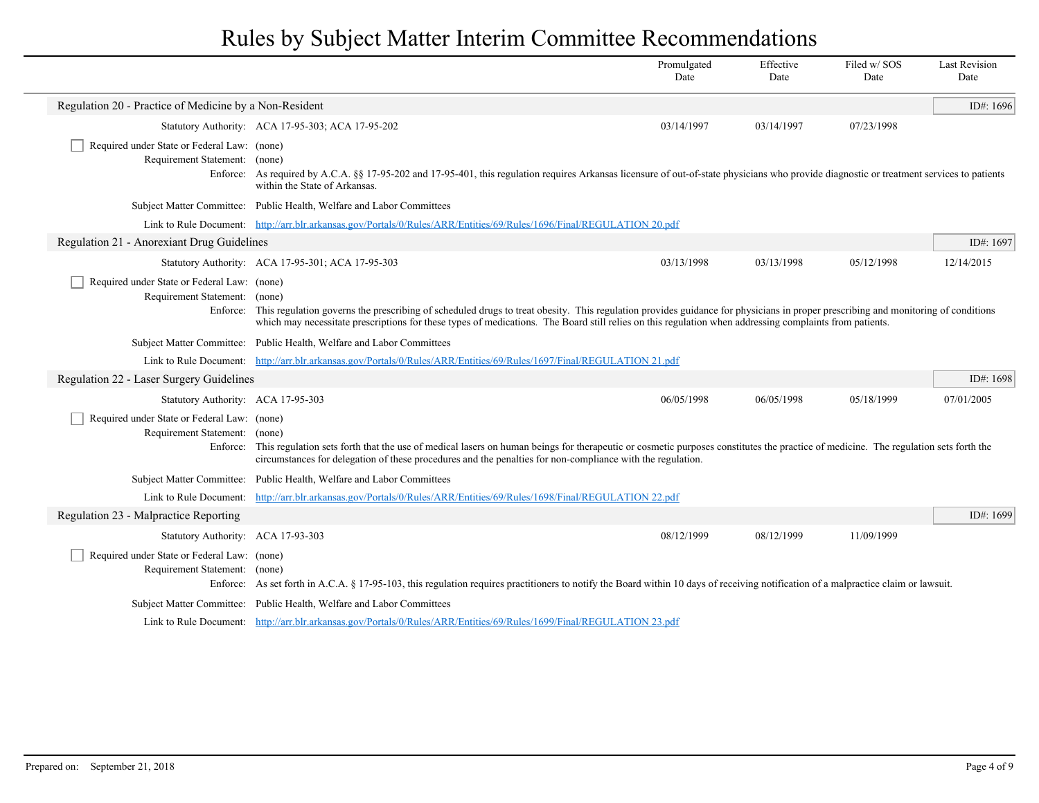# Rules by Subject Matter Interim Committee Recommendations

| | Promulgated Date | Effective Date | Filed w/ SOS Date | Last Revision Date |
|---|---|---|---|---|

## Regulation 20 - Practice of Medicine by a Non-Resident

ID#: 1696

| | Promulgated Date | Effective Date | Filed w/ SOS Date | Last Revision Date |
|---|---|---|---|---|
| Statutory Authority: ACA 17-95-303; ACA 17-95-202 | 03/14/1997 | 03/14/1997 | 07/23/1998 | |

- [ ] Required under State or Federal Law: (none)

Requirement Statement: (none)

Enforce: As required by A.C.A. §§ 17-95-202 and 17-95-401, this regulation requires Arkansas licensure of out-of-state physicians who provide diagnostic or treatment services to patients within the State of Arkansas.

Subject Matter Committee: Public Health, Welfare and Labor Committees

Link to Rule Document: http://arr.blr.arkansas.gov/Portals/0/Rules/ARR/Entities/69/Rules/1696/Final/REGULATION 20.pdf

## Regulation 21 - Anorexiant Drug Guidelines

ID#: 1697

| | Promulgated Date | Effective Date | Filed w/ SOS Date | Last Revision Date |
|---|---|---|---|---|
| Statutory Authority: ACA 17-95-301; ACA 17-95-303 | 03/13/1998 | 03/13/1998 | 05/12/1998 | 12/14/2015 |

- [ ] Required under State or Federal Law: (none)

Requirement Statement: (none)

Enforce: This regulation governs the prescribing of scheduled drugs to treat obesity. This regulation provides guidance for physicians in proper prescribing and monitoring of conditions which may necessitate prescriptions for these types of medications. The Board still relies on this regulation when addressing complaints from patients.

Subject Matter Committee: Public Health, Welfare and Labor Committees

Link to Rule Document: http://arr.blr.arkansas.gov/Portals/0/Rules/ARR/Entities/69/Rules/1697/Final/REGULATION 21.pdf

## Regulation 22 - Laser Surgery Guidelines

ID#: 1698

| | Promulgated Date | Effective Date | Filed w/ SOS Date | Last Revision Date |
|---|---|---|---|---|
| Statutory Authority: ACA 17-95-303 | 06/05/1998 | 06/05/1998 | 05/18/1999 | 07/01/2005 |

- [ ] Required under State or Federal Law: (none)

Requirement Statement: (none)

Enforce: This regulation sets forth that the use of medical lasers on human beings for therapeutic or cosmetic purposes constitutes the practice of medicine. The regulation sets forth the circumstances for delegation of these procedures and the penalties for non-compliance with the regulation.

Subject Matter Committee: Public Health, Welfare and Labor Committees

Link to Rule Document: http://arr.blr.arkansas.gov/Portals/0/Rules/ARR/Entities/69/Rules/1698/Final/REGULATION 22.pdf

## Regulation 23 - Malpractice Reporting

ID#: 1699

| | Promulgated Date | Effective Date | Filed w/ SOS Date | Last Revision Date |
|---|---|---|---|---|
| Statutory Authority: ACA 17-93-303 | 08/12/1999 | 08/12/1999 | 11/09/1999 | |

- [ ] Required under State or Federal Law: (none)

Requirement Statement: (none)

Enforce: As set forth in A.C.A. § 17-95-103, this regulation requires practitioners to notify the Board within 10 days of receiving notification of a malpractice claim or lawsuit.

Subject Matter Committee: Public Health, Welfare and Labor Committees

Link to Rule Document: http://arr.blr.arkansas.gov/Portals/0/Rules/ARR/Entities/69/Rules/1699/Final/REGULATION 23.pdf

Prepared on: September 21, 2018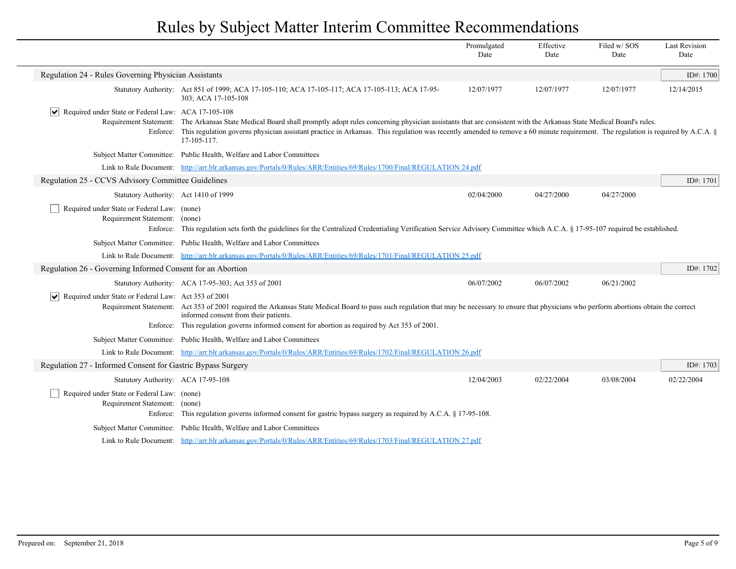# Rules by Subject Matter Interim Committee Recommendations

## Regulation 24 - Rules Governing Physician Assistants

**ID#: 1700**

| | Promulgated Date | Effective Date | Filed w/ SOS Date | Last Revision Date |
|---|---|---|---|---|
| Statutory Authority: Act 851 of 1999; ACA 17-105-110; ACA 17-105-117; ACA 17-105-113; ACA 17-95-303; ACA 17-105-108 | 12/07/1977 | 12/07/1977 | 12/07/1977 | 12/14/2015 |

☑ Required under State or Federal Law: ACA 17-105-108

Requirement Statement: The Arkansas State Medical Board shall promptly adopt rules concerning physician assistants that are consistent with the Arkansas State Medical Board's rules.

Enforce: This regulation governs physician assistant practice in Arkansas. This regulation was recently amended to remove a 60 minute requirement. The regulation is required by A.C.A. § 17-105-117.

Subject Matter Committee: Public Health, Welfare and Labor Committees

Link to Rule Document: http://arr.blr.arkansas.gov/Portals/0/Rules/ARR/Entities/69/Rules/1700/Final/REGULATION 24.pdf

## Regulation 25 - CCVS Advisory Committee Guidelines

**ID#: 1701**

| | Promulgated Date | Effective Date | Filed w/ SOS Date | Last Revision Date |
|---|---|---|---|---|
| Statutory Authority: Act 1410 of 1999 | 02/04/2000 | 04/27/2000 | 04/27/2000 | |

☐ Required under State or Federal Law: (none)

Requirement Statement: (none)

Enforce: This regulation sets forth the guidelines for the Centralized Credentialing Verification Service Advisory Committee which A.C.A. § 17-95-107 required be established.

Subject Matter Committee: Public Health, Welfare and Labor Committees

Link to Rule Document: http://arr.blr.arkansas.gov/Portals/0/Rules/ARR/Entities/69/Rules/1701/Final/REGULATION 25.pdf

## Regulation 26 - Governing Informed Consent for an Abortion

**ID#: 1702**

| | Promulgated Date | Effective Date | Filed w/ SOS Date | Last Revision Date |
|---|---|---|---|---|
| Statutory Authority: ACA 17-95-303; Act 353 of 2001 | 06/07/2002 | 06/07/2002 | 06/21/2002 | |

☑ Required under State or Federal Law: Act 353 of 2001

Requirement Statement: Act 353 of 2001 required the Arkansas State Medical Board to pass such regulation that may be necessary to ensure that physicians who perform abortions obtain the correct informed consent from their patients.

Enforce: This regulation governs informed consent for abortion as required by Act 353 of 2001.

Subject Matter Committee: Public Health, Welfare and Labor Committees

Link to Rule Document: http://arr.blr.arkansas.gov/Portals/0/Rules/ARR/Entities/69/Rules/1702/Final/REGULATION 26.pdf

## Regulation 27 - Informed Consent for Gastric Bypass Surgery

**ID#: 1703**

| | Promulgated Date | Effective Date | Filed w/ SOS Date | Last Revision Date |
|---|---|---|---|---|
| Statutory Authority: ACA 17-95-108 | 12/04/2003 | 02/22/2004 | 03/08/2004 | 02/22/2004 |

☐ Required under State or Federal Law: (none)

Requirement Statement: (none)

Enforce: This regulation governs informed consent for gastric bypass surgery as required by A.C.A. § 17-95-108.

Subject Matter Committee: Public Health, Welfare and Labor Committees

Link to Rule Document: http://arr.blr.arkansas.gov/Portals/0/Rules/ARR/Entities/69/Rules/1703/Final/REGULATION 27.pdf

Prepared on: September 21, 2018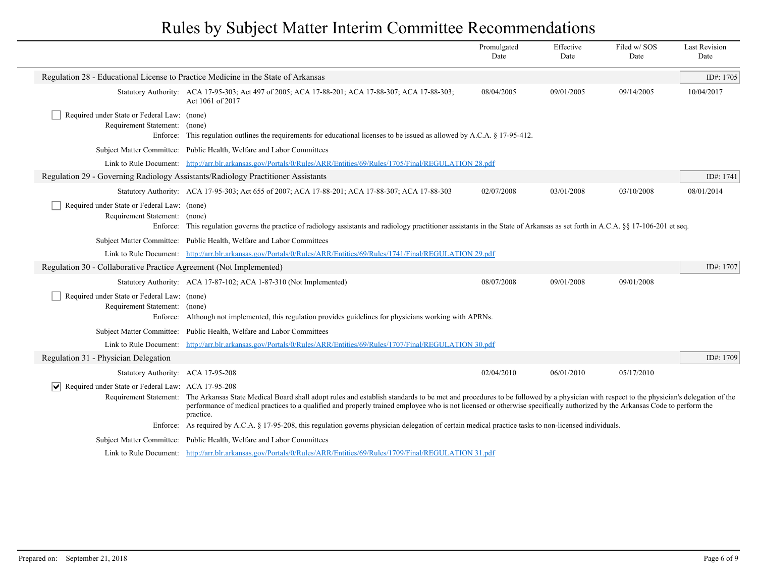# Rules by Subject Matter Interim Committee Recommendations

| | Promulgated Date | Effective Date | Filed w/ SOS Date | Last Revision Date |
|---|---|---|---|---|

## Regulation 28 - Educational License to Practice Medicine in the State of Arkansas

ID#: 1705

| | | Promulgated Date | Effective Date | Filed w/ SOS Date | Last Revision Date |
|---|---|---|---|---|---|
| Statutory Authority: | ACA 17-95-303; Act 497 of 2005; ACA 17-88-201; ACA 17-88-307; ACA 17-88-303; Act 1061 of 2017 | 08/04/2005 | 09/01/2005 | 09/14/2005 | 10/04/2017 |

- [ ] Required under State or Federal Law: (none)

Requirement Statement: (none)

Enforce: This regulation outlines the requirements for educational licenses to be issued as allowed by A.C.A. § 17-95-412.

Subject Matter Committee: Public Health, Welfare and Labor Committees

Link to Rule Document: http://arr.blr.arkansas.gov/Portals/0/Rules/ARR/Entities/69/Rules/1705/Final/REGULATION 28.pdf

## Regulation 29 - Governing Radiology Assistants/Radiology Practitioner Assistants

ID#: 1741

| | | Promulgated Date | Effective Date | Filed w/ SOS Date | Last Revision Date |
|---|---|---|---|---|---|
| Statutory Authority: | ACA 17-95-303; Act 655 of 2007; ACA 17-88-201; ACA 17-88-307; ACA 17-88-303 | 02/07/2008 | 03/01/2008 | 03/10/2008 | 08/01/2014 |

- [ ] Required under State or Federal Law: (none)

Requirement Statement: (none)

Enforce: This regulation governs the practice of radiology assistants and radiology practitioner assistants in the State of Arkansas as set forth in A.C.A. §§ 17-106-201 et seq.

Subject Matter Committee: Public Health, Welfare and Labor Committees

Link to Rule Document: http://arr.blr.arkansas.gov/Portals/0/Rules/ARR/Entities/69/Rules/1741/Final/REGULATION 29.pdf

## Regulation 30 - Collaborative Practice Agreement (Not Implemented)

ID#: 1707

| | | Promulgated Date | Effective Date | Filed w/ SOS Date | Last Revision Date |
|---|---|---|---|---|---|
| Statutory Authority: | ACA 17-87-102; ACA 1-87-310 (Not Implemented) | 08/07/2008 | 09/01/2008 | 09/01/2008 | |

- [ ] Required under State or Federal Law: (none)

Requirement Statement: (none)

Enforce: Although not implemented, this regulation provides guidelines for physicians working with APRNs.

Subject Matter Committee: Public Health, Welfare and Labor Committees

Link to Rule Document: http://arr.blr.arkansas.gov/Portals/0/Rules/ARR/Entities/69/Rules/1707/Final/REGULATION 30.pdf

## Regulation 31 - Physician Delegation

ID#: 1709

| | | Promulgated Date | Effective Date | Filed w/ SOS Date | Last Revision Date |
|---|---|---|---|---|---|
| Statutory Authority: | ACA 17-95-208 | 02/04/2010 | 06/01/2010 | 05/17/2010 | |

- [x] Required under State or Federal Law: ACA 17-95-208

Requirement Statement: The Arkansas State Medical Board shall adopt rules and establish standards to be met and procedures to be followed by a physician with respect to the physician's delegation of the performance of medical practices to a qualified and properly trained employee who is not licensed or otherwise specifically authorized by the Arkansas Code to perform the practice.

Enforce: As required by A.C.A. § 17-95-208, this regulation governs physician delegation of certain medical practice tasks to non-licensed individuals.

Subject Matter Committee: Public Health, Welfare and Labor Committees

Link to Rule Document: http://arr.blr.arkansas.gov/Portals/0/Rules/ARR/Entities/69/Rules/1709/Final/REGULATION 31.pdf

Prepared on: September 21, 2018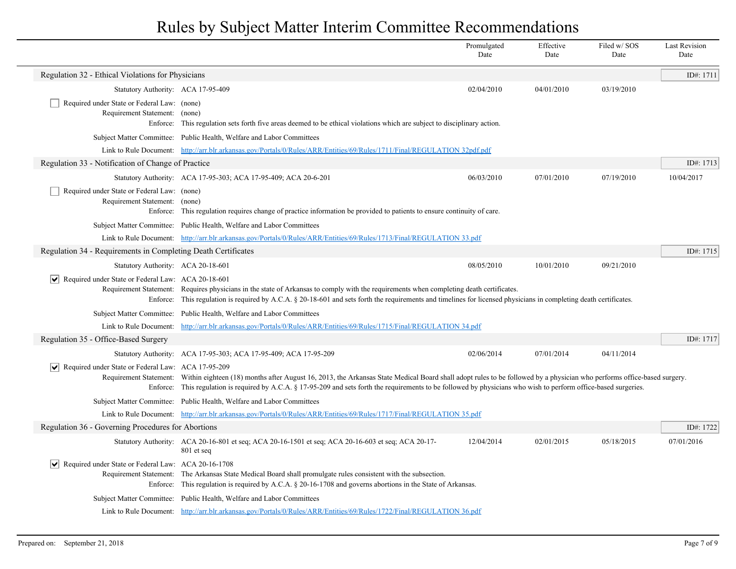# Rules by Subject Matter Interim Committee Recommendations

| | Promulgated Date | Effective Date | Filed w/ SOS Date | Last Revision Date |
|---|---|---|---|---|

## Regulation 32 - Ethical Violations for Physicians

ID#: 1711

| | Promulgated Date | Effective Date | Filed w/ SOS Date | Last Revision Date |
|---|---|---|---|---|
| Statutory Authority: ACA 17-95-409 | 02/04/2010 | 04/01/2010 | 03/19/2010 | |

- [ ] Required under State or Federal Law: (none)

Requirement Statement: (none)

Enforce: This regulation sets forth five areas deemed to be ethical violations which are subject to disciplinary action.

Subject Matter Committee: Public Health, Welfare and Labor Committees

Link to Rule Document: http://arr.blr.arkansas.gov/Portals/0/Rules/ARR/Entities/69/Rules/1711/Final/REGULATION 32pdf.pdf

## Regulation 33 - Notification of Change of Practice

ID#: 1713

| | Promulgated Date | Effective Date | Filed w/ SOS Date | Last Revision Date |
|---|---|---|---|---|
| Statutory Authority: ACA 17-95-303; ACA 17-95-409; ACA 20-6-201 | 06/03/2010 | 07/01/2010 | 07/19/2010 | 10/04/2017 |

- [ ] Required under State or Federal Law: (none)

Requirement Statement: (none)

Enforce: This regulation requires change of practice information be provided to patients to ensure continuity of care.

Subject Matter Committee: Public Health, Welfare and Labor Committees

Link to Rule Document: http://arr.blr.arkansas.gov/Portals/0/Rules/ARR/Entities/69/Rules/1713/Final/REGULATION 33.pdf

## Regulation 34 - Requirements in Completing Death Certificates

ID#: 1715

| | Promulgated Date | Effective Date | Filed w/ SOS Date | Last Revision Date |
|---|---|---|---|---|
| Statutory Authority: ACA 20-18-601 | 08/05/2010 | 10/01/2010 | 09/21/2010 | |

- [x] Required under State or Federal Law: ACA 20-18-601

Requirement Statement: Requires physicians in the state of Arkansas to comply with the requirements when completing death certificates.

Enforce: This regulation is required by A.C.A. § 20-18-601 and sets forth the requirements and timelines for licensed physicians in completing death certificates.

Subject Matter Committee: Public Health, Welfare and Labor Committees

Link to Rule Document: http://arr.blr.arkansas.gov/Portals/0/Rules/ARR/Entities/69/Rules/1715/Final/REGULATION 34.pdf

## Regulation 35 - Office-Based Surgery

ID#: 1717

| | Promulgated Date | Effective Date | Filed w/ SOS Date | Last Revision Date |
|---|---|---|---|---|
| Statutory Authority: ACA 17-95-303; ACA 17-95-409; ACA 17-95-209 | 02/06/2014 | 07/01/2014 | 04/11/2014 | |

- [x] Required under State or Federal Law: ACA 17-95-209

Requirement Statement: Within eighteen (18) months after August 16, 2013, the Arkansas State Medical Board shall adopt rules to be followed by a physician who performs office-based surgery.

Enforce: This regulation is required by A.C.A. § 17-95-209 and sets forth the requirements to be followed by physicians who wish to perform office-based surgeries.

Subject Matter Committee: Public Health, Welfare and Labor Committees

Link to Rule Document: http://arr.blr.arkansas.gov/Portals/0/Rules/ARR/Entities/69/Rules/1717/Final/REGULATION 35.pdf

## Regulation 36 - Governing Procedures for Abortions

ID#: 1722

| | Promulgated Date | Effective Date | Filed w/ SOS Date | Last Revision Date |
|---|---|---|---|---|
| Statutory Authority: ACA 20-16-801 et seq; ACA 20-16-1501 et seq; ACA 20-16-603 et seq; ACA 20-17-801 et seq | 12/04/2014 | 02/01/2015 | 05/18/2015 | 07/01/2016 |

- [x] Required under State or Federal Law: ACA 20-16-1708

Requirement Statement: The Arkansas State Medical Board shall promulgate rules consistent with the subsection.

Enforce: This regulation is required by A.C.A. § 20-16-1708 and governs abortions in the State of Arkansas.

Subject Matter Committee: Public Health, Welfare and Labor Committees

Link to Rule Document: http://arr.blr.arkansas.gov/Portals/0/Rules/ARR/Entities/69/Rules/1722/Final/REGULATION 36.pdf

Prepared on: September 21, 2018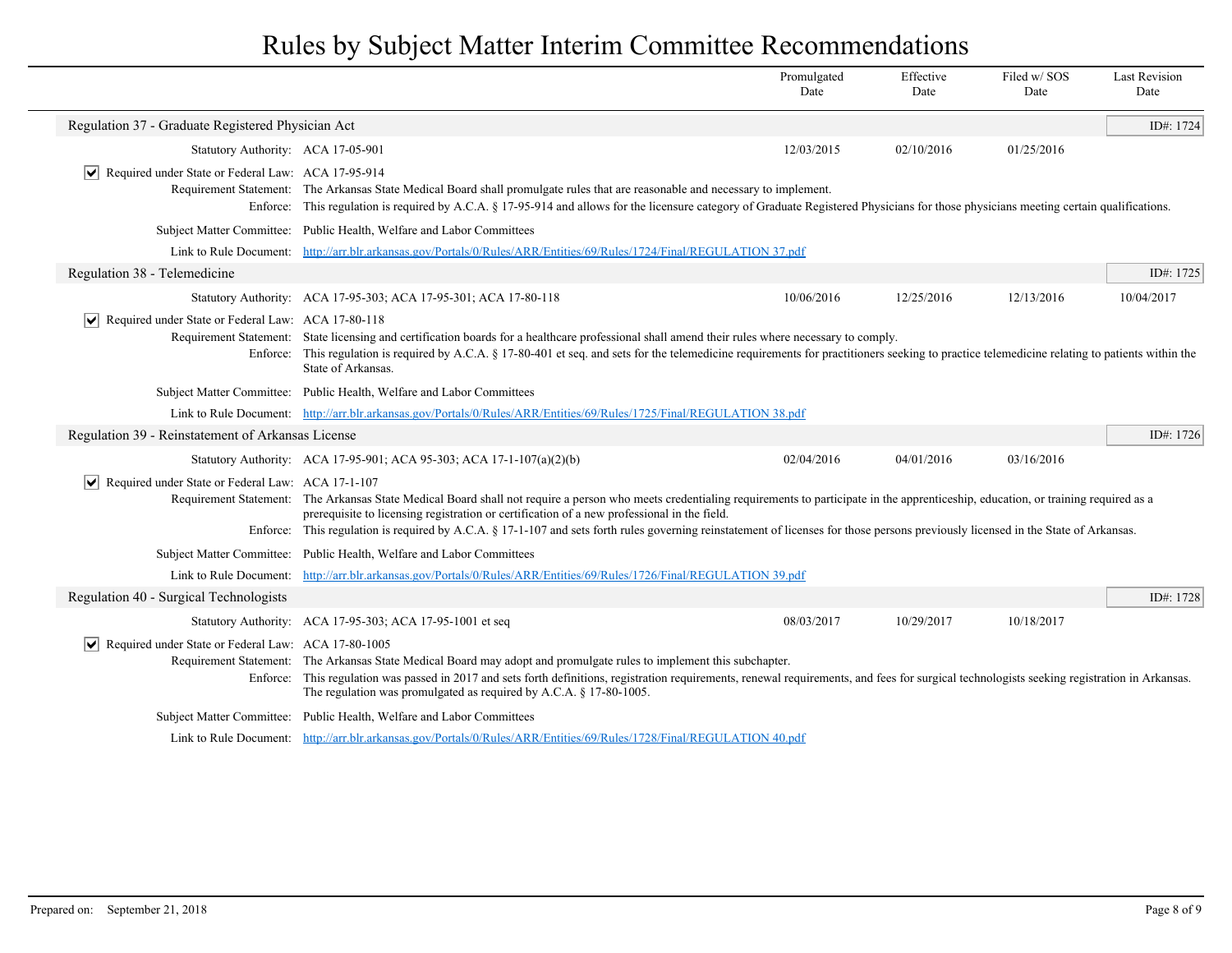# Rules by Subject Matter Interim Committee Recommendations

| | Promulgated Date | Effective Date | Filed w/ SOS Date | Last Revision Date |
|---|---|---|---|---|

## Regulation 37 - Graduate Registered Physician Act

ID#: 1724

| | | Promulgated Date | Effective Date | Filed w/ SOS Date | Last Revision Date |
|---|---|---|---|---|---|
| Statutory Authority: | ACA 17-05-901 | 12/03/2015 | 02/10/2016 | 01/25/2016 | |

☑ Required under State or Federal Law: ACA 17-95-914

Requirement Statement: The Arkansas State Medical Board shall promulgate rules that are reasonable and necessary to implement.

Enforce: This regulation is required by A.C.A. § 17-95-914 and allows for the licensure category of Graduate Registered Physicians for those physicians meeting certain qualifications.

Subject Matter Committee: Public Health, Welfare and Labor Committees

Link to Rule Document: http://arr.blr.arkansas.gov/Portals/0/Rules/ARR/Entities/69/Rules/1724/Final/REGULATION 37.pdf

## Regulation 38 - Telemedicine

ID#: 1725

| | | Promulgated Date | Effective Date | Filed w/ SOS Date | Last Revision Date |
|---|---|---|---|---|---|
| Statutory Authority: | ACA 17-95-303; ACA 17-95-301; ACA 17-80-118 | 10/06/2016 | 12/25/2016 | 12/13/2016 | 10/04/2017 |

☑ Required under State or Federal Law: ACA 17-80-118

Requirement Statement: State licensing and certification boards for a healthcare professional shall amend their rules where necessary to comply.

Enforce: This regulation is required by A.C.A. § 17-80-401 et seq. and sets for the telemedicine requirements for practitioners seeking to practice telemedicine relating to patients within the State of Arkansas.

Subject Matter Committee: Public Health, Welfare and Labor Committees

Link to Rule Document: http://arr.blr.arkansas.gov/Portals/0/Rules/ARR/Entities/69/Rules/1725/Final/REGULATION 38.pdf

## Regulation 39 - Reinstatement of Arkansas License

ID#: 1726

| | | Promulgated Date | Effective Date | Filed w/ SOS Date | Last Revision Date |
|---|---|---|---|---|---|
| Statutory Authority: | ACA 17-95-901; ACA 95-303; ACA 17-1-107(a)(2)(b) | 02/04/2016 | 04/01/2016 | 03/16/2016 | |

☑ Required under State or Federal Law: ACA 17-1-107

Requirement Statement: The Arkansas State Medical Board shall not require a person who meets credentialing requirements to participate in the apprenticeship, education, or training required as a prerequisite to licensing registration or certification of a new professional in the field.

Enforce: This regulation is required by A.C.A. § 17-1-107 and sets forth rules governing reinstatement of licenses for those persons previously licensed in the State of Arkansas.

Subject Matter Committee: Public Health, Welfare and Labor Committees

Link to Rule Document: http://arr.blr.arkansas.gov/Portals/0/Rules/ARR/Entities/69/Rules/1726/Final/REGULATION 39.pdf

## Regulation 40 - Surgical Technologists

ID#: 1728

| | | Promulgated Date | Effective Date | Filed w/ SOS Date | Last Revision Date |
|---|---|---|---|---|---|
| Statutory Authority: | ACA 17-95-303; ACA 17-95-1001 et seq | 08/03/2017 | 10/29/2017 | 10/18/2017 | |

☑ Required under State or Federal Law: ACA 17-80-1005

Requirement Statement: The Arkansas State Medical Board may adopt and promulgate rules to implement this subchapter.

Enforce: This regulation was passed in 2017 and sets forth definitions, registration requirements, renewal requirements, and fees for surgical technologists seeking registration in Arkansas. The regulation was promulgated as required by A.C.A. § 17-80-1005.

Subject Matter Committee: Public Health, Welfare and Labor Committees

Link to Rule Document: http://arr.blr.arkansas.gov/Portals/0/Rules/ARR/Entities/69/Rules/1728/Final/REGULATION 40.pdf

Prepared on: September 21, 2018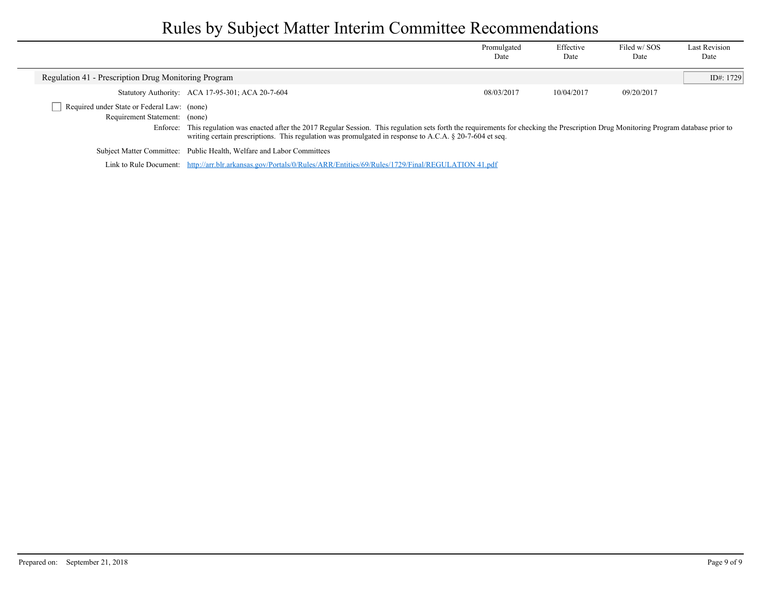# Rules by Subject Matter Interim Committee Recommendations

| | Promulgated Date | Effective Date | Filed w/ SOS Date | Last Revision Date |
|---|---|---|---|---|
| **Regulation 41 - Prescription Drug Monitoring Program** | | | | ID#: 1729 |
| Statutory Authority: ACA 17-95-301; ACA 20-7-604 | 08/03/2017 | 10/04/2017 | 09/20/2017 | |

☐ Required under State or Federal Law: (none)

Requirement Statement: (none)

Enforce: This regulation was enacted after the 2017 Regular Session. This regulation sets forth the requirements for checking the Prescription Drug Monitoring Program database prior to writing certain prescriptions. This regulation was promulgated in response to A.C.A. § 20-7-604 et seq.

Subject Matter Committee: Public Health, Welfare and Labor Committees

Link to Rule Document: http://arr.blr.arkansas.gov/Portals/0/Rules/ARR/Entities/69/Rules/1729/Final/REGULATION 41.pdf

Prepared on: September 21, 2018